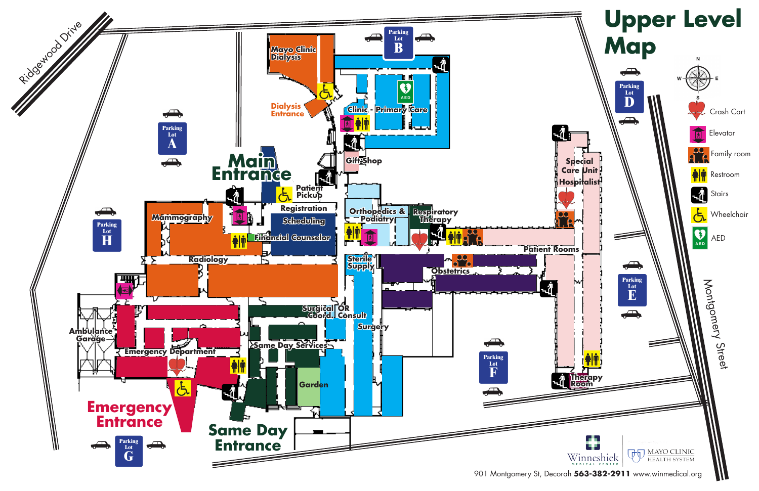# Upper Level Map

Ridgewood Drive

Parking Lot A

Parking Lot B

Parking Lot D

Parking Lot E

Parking Lot F

Parking Lot G

Parking Lot H

Mayo Clinic Dialysis

Dialysis Entrance

Clinic - Primary Care

Gift Shop

Main Entrance

Patient Pickup

Registration

Scheduling

Financial Counselor

Mammography

Radiology

Orthopedics & Podiatry

Respiratory Therapy

Special Care Unit

Hospitalist

Patient Rooms

Sterile Supply

Obstetrics

Surgical Coord.

OR Consult

Surgery

Same Day Services

Garden

Ambulance Garage

Emergency Department

Emergency Entrance

Same Day Entrance

Therapy Room

Montgomery Street

- Crash Cart
- Elevator
- Family room
- Restroom
- Stairs
- Wheelchair
- AED

Winneshiek Medical Center

Mayo Clinic Health System

901 Montgomery St, Decorah **563-382-2911** www.winmedical.org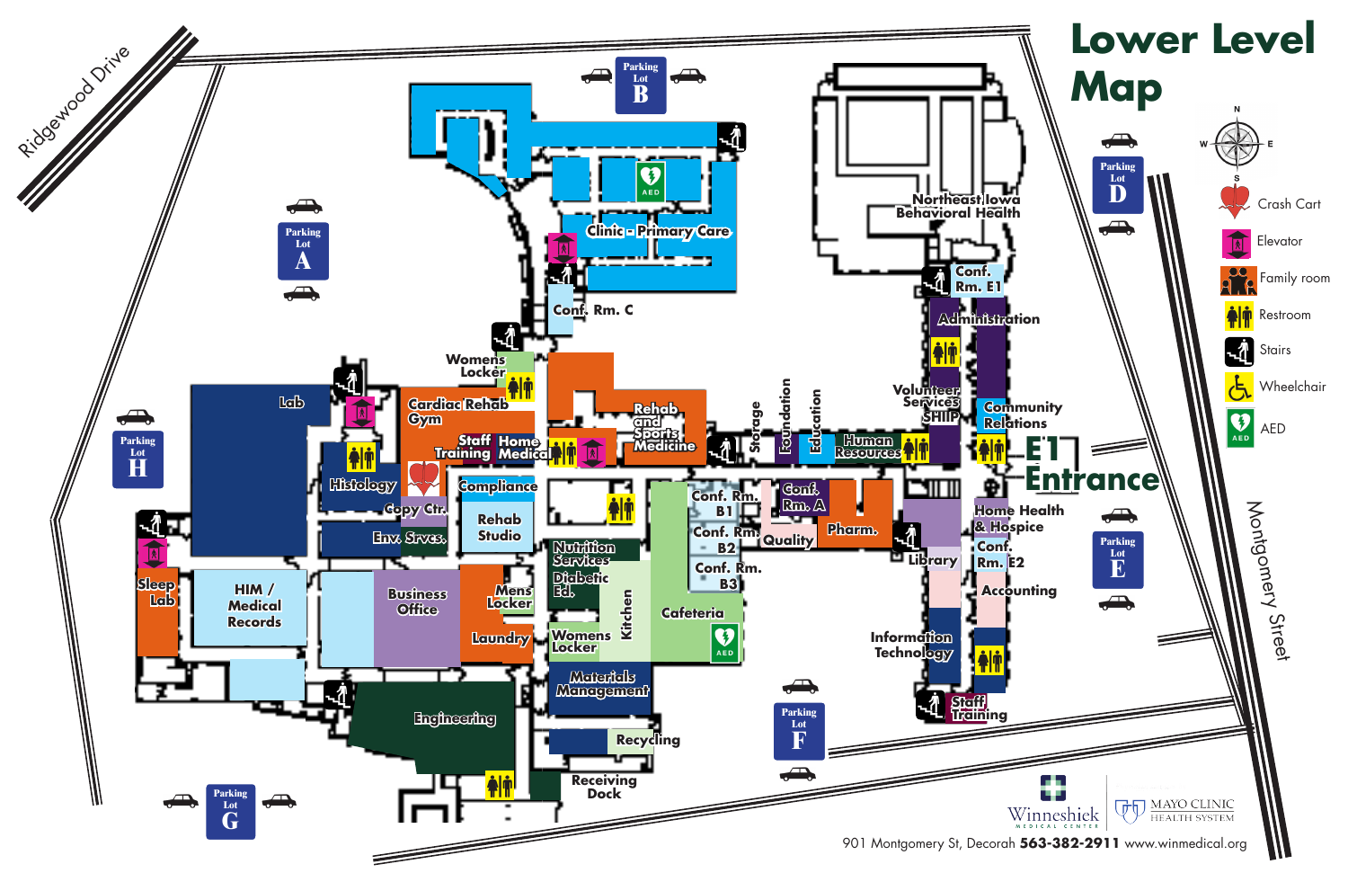# Lower Level Map

Ridgewood Drive

Montgomery Street

Parking Lot A

Parking Lot B

Parking Lot D

Parking Lot E

Parking Lot F

Parking Lot G

Parking Lot H

Clinic - Primary Care

Conf. Rm. C

Northeast Iowa Behavioral Health

Conf. Rm. E1

Administration

Volunteer Services SHIIP

Community Relations

E1 Entrance

Womens Locker

Lab

Cardiac Rehab Gym

Rehab and Sports Medicine

Staff Training

Home Medical

Storage

Foundation

Education

Human Resources

Histology

Compliance

Copy Ctr.

Env. Srvcs.

Rehab Studio

Conf. Rm. B1

Conf. Rm. B2

Conf. Rm. B3

Conf. Rm. A

Quality

Pharm.

Library

Home Health & Hospice

Conf. Rm. E2

Accounting

Sleep Lab

HIM / Medical Records

Business Office

Mens Locker

Laundry

Nutrition Services

Diabetic Ed.

Kitchen

Cafeteria

Womens Locker

Materials Management

Information Technology

Staff Training

Engineering

Recycling

Receiving Dock

Crash Cart

Elevator

Family room

Restroom

Stairs

Wheelchair

AED

N S E W

Winneshiek Medical Center

Mayo Clinic Health System

901 Montgomery St, Decorah **563-382-2911** www.winmedical.org